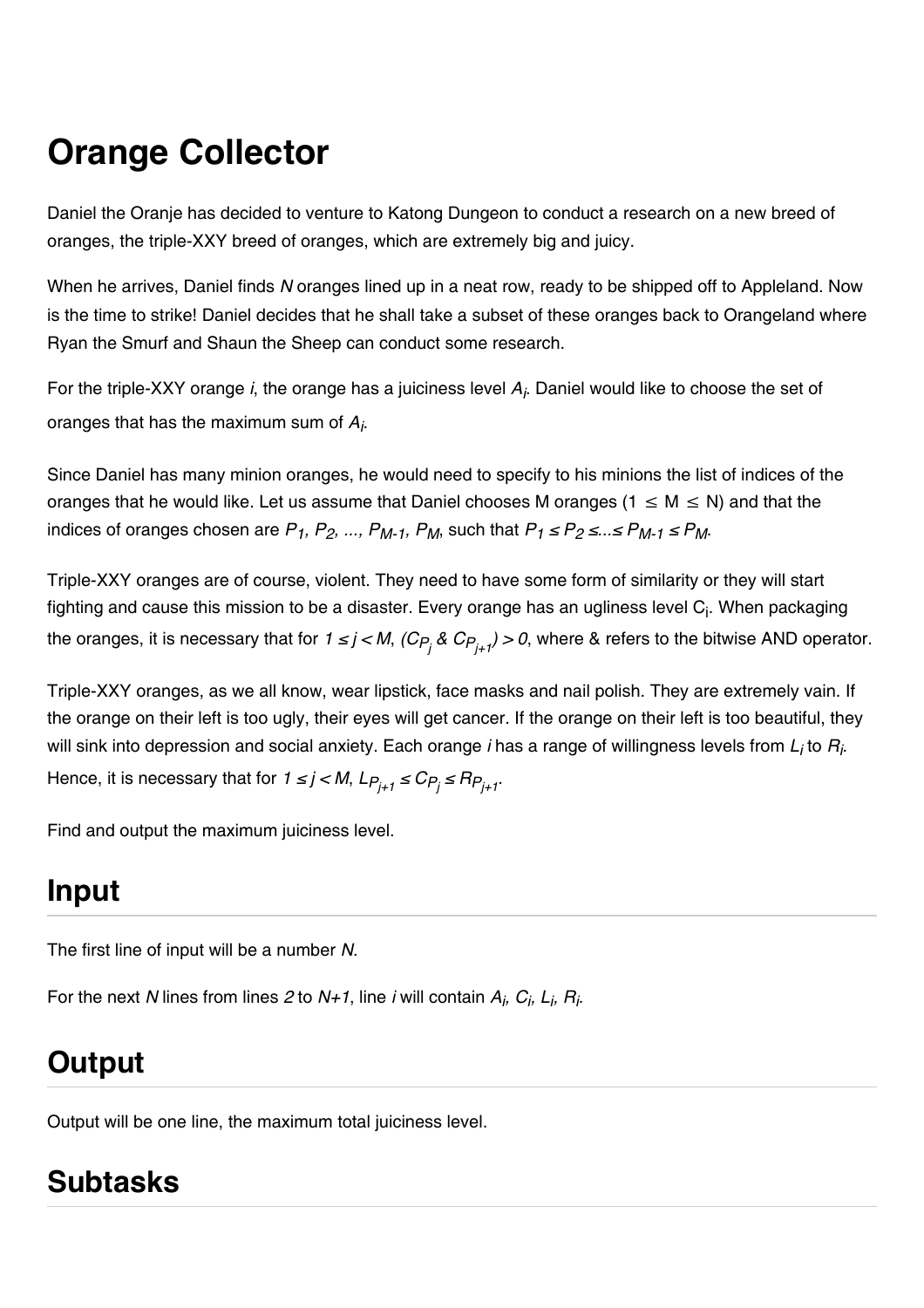# Orange Collector

Daniel the Oranje has decided to venture to Katong Dungeon to conduct a research on a new breed of oranges, the triple-XXY breed of oranges, which are extremely big and juicy.

When he arrives, Daniel finds *N* oranges lined up in a neat row, ready to be shipped off to Appleland. Now is the time to strike! Daniel decides that he shall take a subset of these oranges back to Orangeland where Ryan the Smurf and Shaun the Sheep can conduct some research.

For the triple-XXY orange *i*, the orange has a juiciness level $A_i$. Daniel would like to choose the set of oranges that has the maximum sum of $A_i$.

Since Daniel has many minion oranges, he would need to specify to his minions the list of indices of the oranges that he would like. Let us assume that Daniel chooses M oranges ($1 \leq M \leq N$) and that the indices of oranges chosen are $P_1, P_2, ..., P_{M-1}, P_M$, such that $P_1 \leq P_2 \leq ... \leq P_{M-1} \leq P_M$.

Triple-XXY oranges are of course, violent. They need to have some form of similarity or they will start fighting and cause this mission to be a disaster. Every orange has an ugliness level $C_i$. When packaging the oranges, it is necessary that for $1 \leq j < M$, $(C_{P_j} \& C_{P_{j+1}}) > 0$, where & refers to the bitwise AND operator.

Triple-XXY oranges, as we all know, wear lipstick, face masks and nail polish. They are extremely vain. If the orange on their left is too ugly, their eyes will get cancer. If the orange on their left is too beautiful, they will sink into depression and social anxiety. Each orange *i* has a range of willingness levels from $L_i$ to $R_i$. Hence, it is necessary that for $1 \leq j < M$, $L_{P_{j+1}} \leq C_{P_j} \leq R_{P_{j+1}}$.

Find and output the maximum juiciness level.

## Input

The first line of input will be a number *N*.

For the next *N* lines from lines *2* to *N+1*, line *i* will contain $A_i$, $C_i$, $L_i$, $R_i$.

## Output

Output will be one line, the maximum total juiciness level.

## Subtasks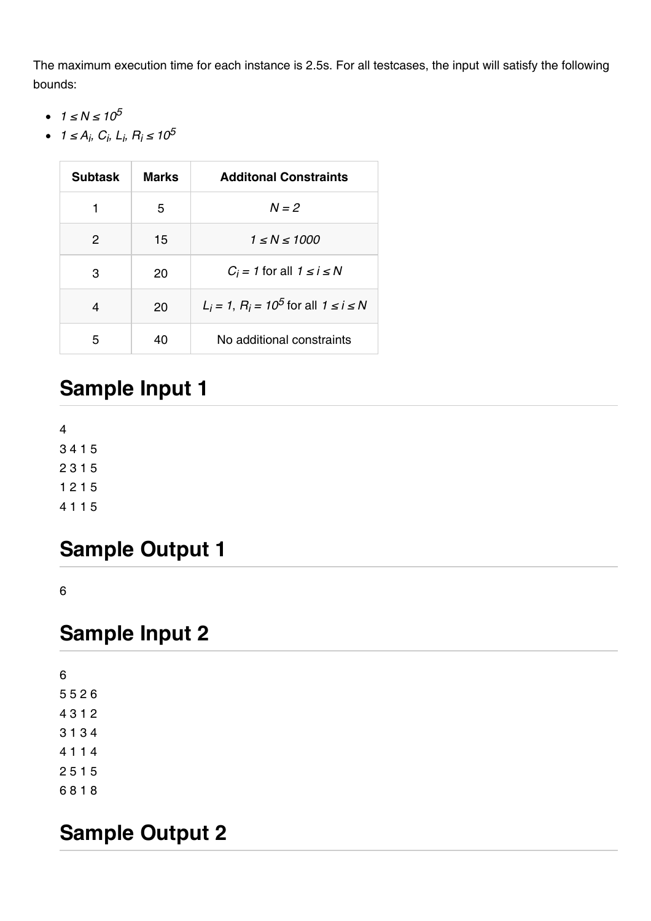The maximum execution time for each instance is 2.5s. For all testcases, the input will satisfy the following bounds:

- $1 \le N \le 10^5$
- $1 \le A_i, C_i, L_i, R_i \le 10^5$

| Subtask | Marks | Additonal Constraints |
|---|---|---|
| 1 | 5 | $N = 2$ |
| 2 | 15 | $1 \le N \le 1000$ |
| 3 | 20 | $C_i = 1$ for all $1 \le i \le N$ |
| 4 | 20 | $L_i = 1$, $R_i = 10^5$ for all $1 \le i \le N$ |
| 5 | 40 | No additional constraints |

# Sample Input 1

```
4
3 4 1 5
2 3 1 5
1 2 1 5
4 1 1 5
```

# Sample Output 1

```
6
```

# Sample Input 2

```
6
5 5 2 6
4 3 1 2
3 1 3 4
4 1 1 4
2 5 1 5
6 8 1 8
```

# Sample Output 2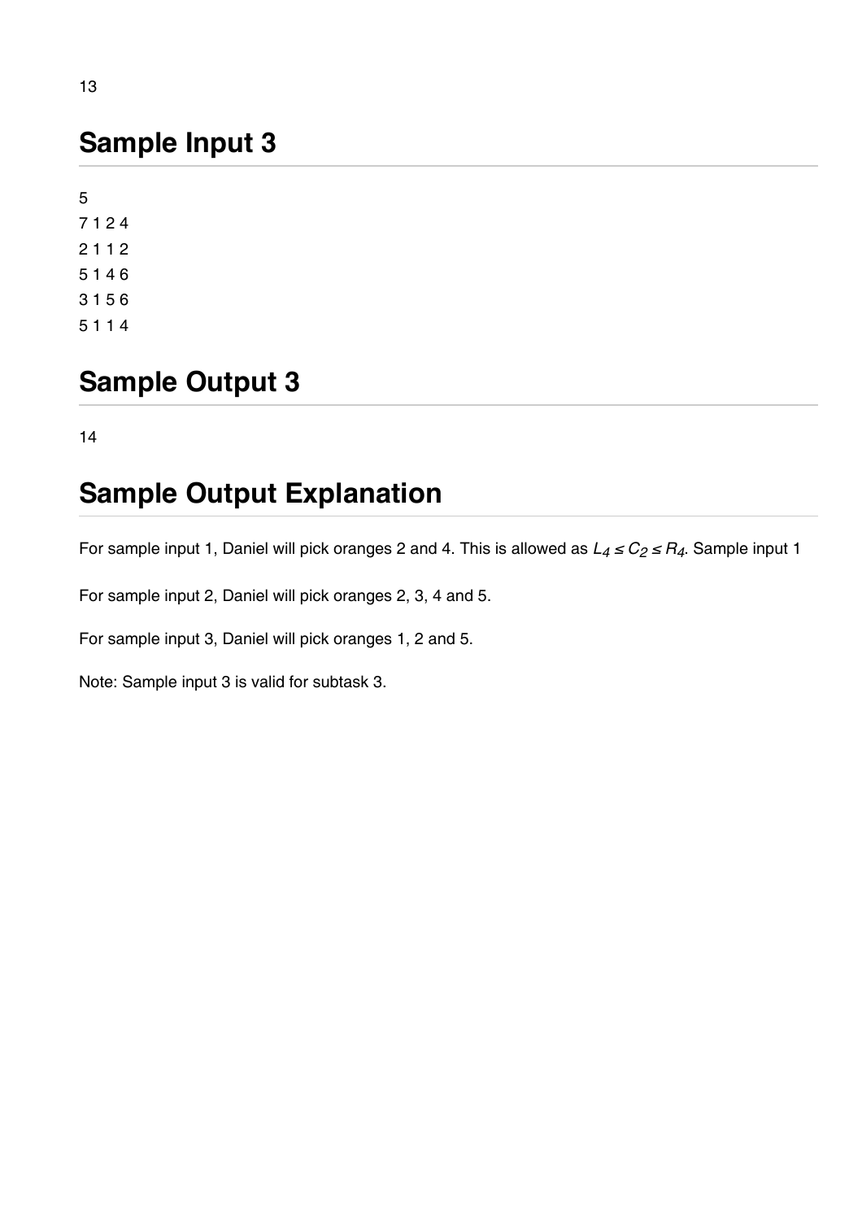13

## Sample Input 3

```
5
7 1 2 4
2 1 1 2
5 1 4 6
3 1 5 6
5 1 1 4
```

## Sample Output 3

```
14
```

## Sample Output Explanation

For sample input 1, Daniel will pick oranges 2 and 4. This is allowed as $L_4 \le C_2 \le R_4$. Sample input 1

For sample input 2, Daniel will pick oranges 2, 3, 4 and 5.

For sample input 3, Daniel will pick oranges 1, 2 and 5.

Note: Sample input 3 is valid for subtask 3.